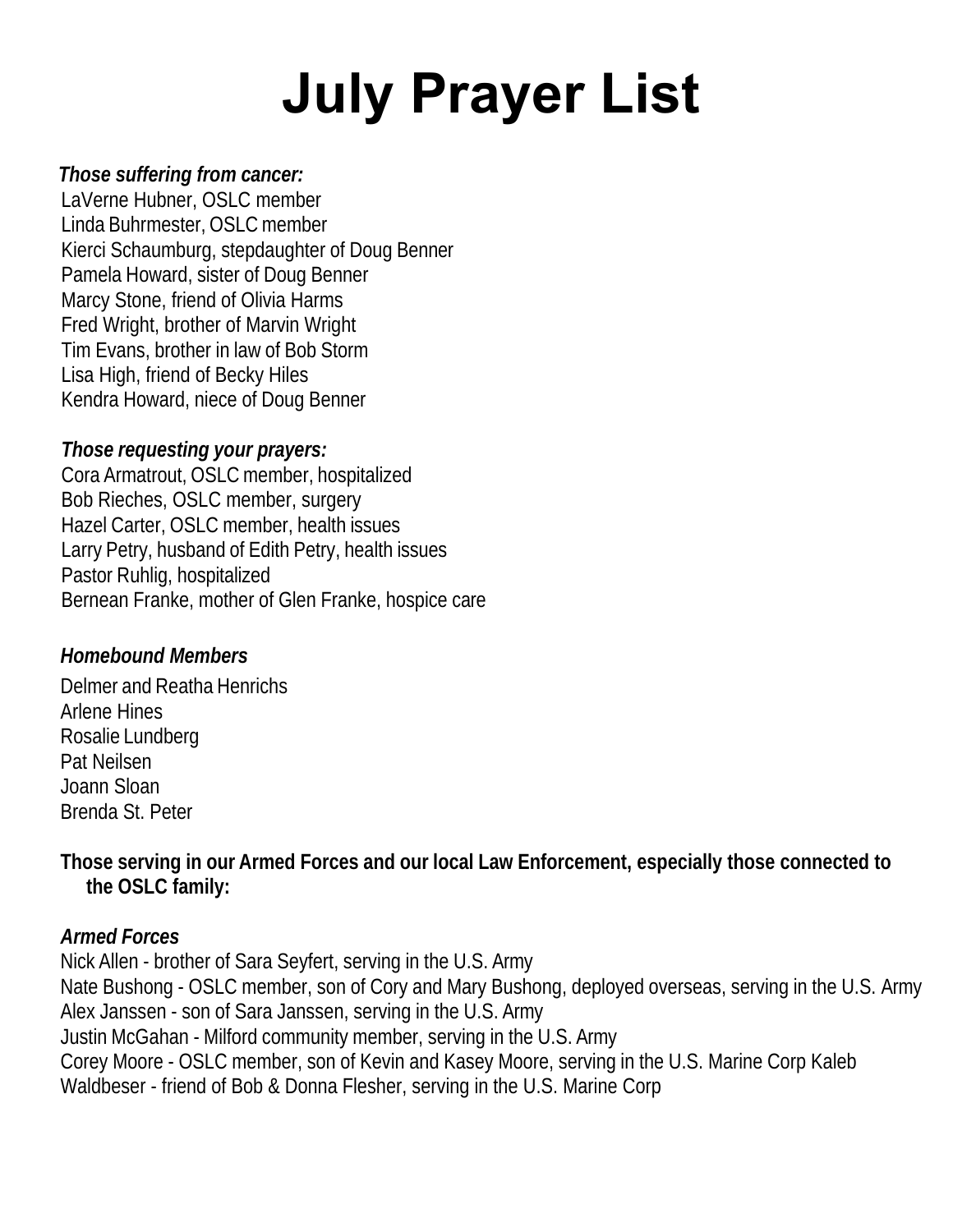# July Prayer List

***Those suffering from cancer:***

LaVerne Hubner, OSLC member
Linda Buhrmester, OSLC member
Kierci Schaumburg, stepdaughter of Doug Benner
Pamela Howard, sister of Doug Benner
Marcy Stone, friend of Olivia Harms
Fred Wright, brother of Marvin Wright
Tim Evans, brother in law of Bob Storm
Lisa High, friend of Becky Hiles
Kendra Howard, niece of Doug Benner

***Those requesting your prayers:***

Cora Armatrout, OSLC member, hospitalized
Bob Rieches, OSLC member, surgery
Hazel Carter, OSLC member, health issues
Larry Petry, husband of Edith Petry, health issues
Pastor Ruhlig, hospitalized
Bernean Franke, mother of Glen Franke, hospice care

***Homebound Members***

Delmer and Reatha Henrichs
Arlene Hines
Rosalie Lundberg
Pat Neilsen
Joann Sloan
Brenda St. Peter

**Those serving in our Armed Forces and our local Law Enforcement, especially those connected to the OSLC family:**

***Armed Forces***

Nick Allen - brother of Sara Seyfert, serving in the U.S. Army
Nate Bushong - OSLC member, son of Cory and Mary Bushong, deployed overseas, serving in the U.S. Army
Alex Janssen - son of Sara Janssen, serving in the U.S. Army
Justin McGahan - Milford community member, serving in the U.S. Army
Corey Moore - OSLC member, son of Kevin and Kasey Moore, serving in the U.S. Marine Corp
Kaleb Waldbeser - friend of Bob & Donna Flesher, serving in the U.S. Marine Corp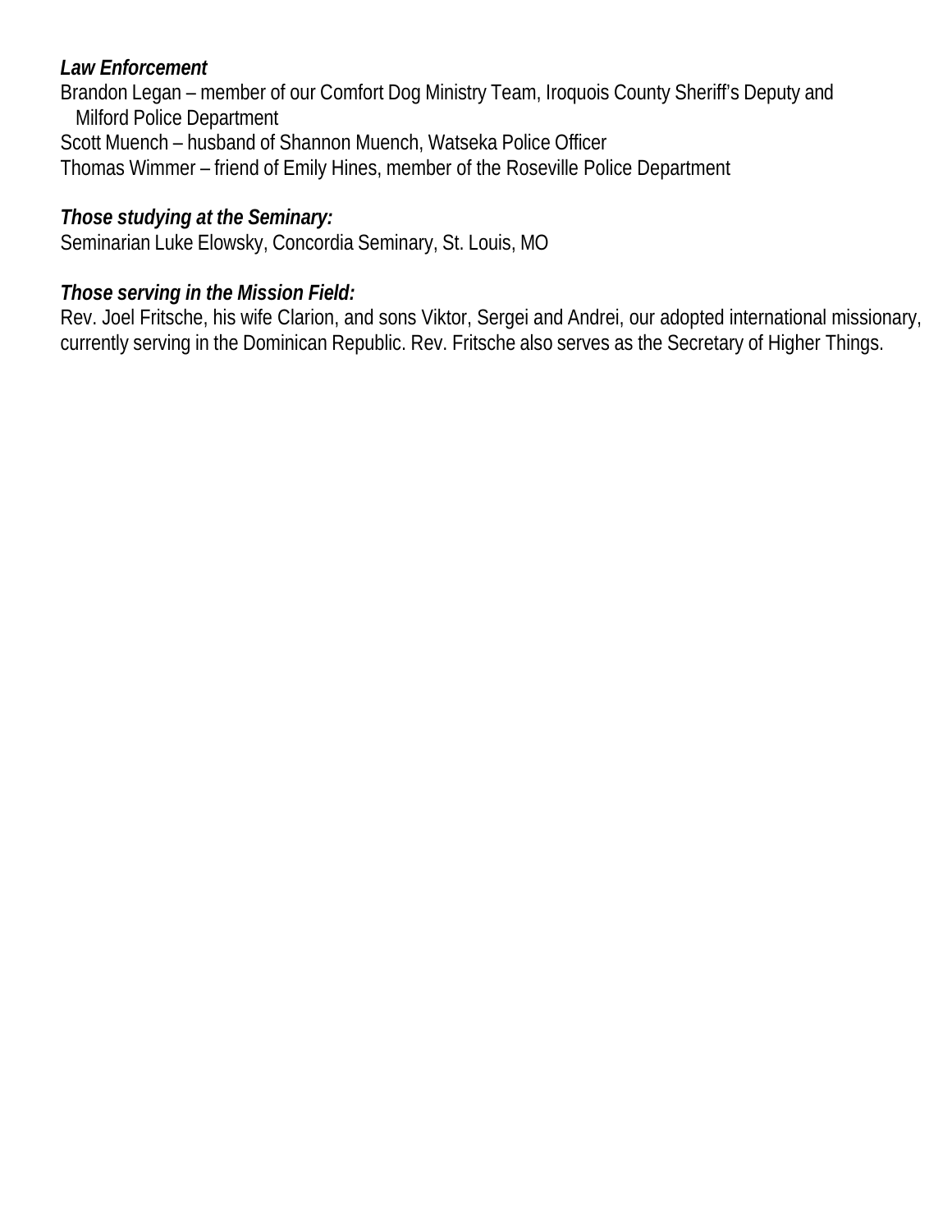***Law Enforcement***

Brandon Legan – member of our Comfort Dog Ministry Team, Iroquois County Sheriff's Deputy and Milford Police Department
Scott Muench – husband of Shannon Muench, Watseka Police Officer
Thomas Wimmer – friend of Emily Hines, member of the Roseville Police Department

***Those studying at the Seminary:***

Seminarian Luke Elowsky, Concordia Seminary, St. Louis, MO

***Those serving in the Mission Field:***

Rev. Joel Fritsche, his wife Clarion, and sons Viktor, Sergei and Andrei, our adopted international missionary, currently serving in the Dominican Republic. Rev. Fritsche also serves as the Secretary of Higher Things.